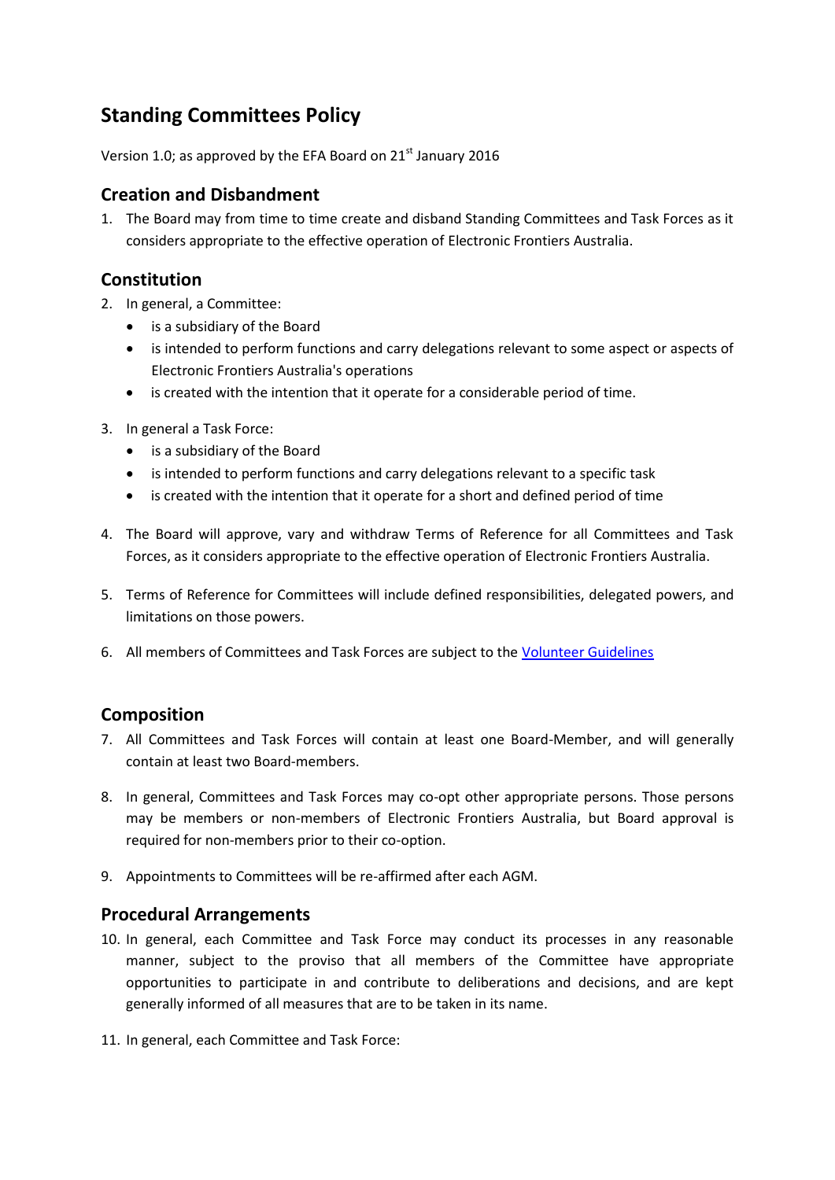# Standing Committees Policy

Version 1.0; as approved by the EFA Board on 21st January 2016

## Creation and Disbandment

1. The Board may from time to time create and disband Standing Committees and Task Forces as it considers appropriate to the effective operation of Electronic Frontiers Australia.

## Constitution

2. In general, a Committee:
   - is a subsidiary of the Board
   - is intended to perform functions and carry delegations relevant to some aspect or aspects of Electronic Frontiers Australia's operations
   - is created with the intention that it operate for a considerable period of time.

3. In general a Task Force:
   - is a subsidiary of the Board
   - is intended to perform functions and carry delegations relevant to a specific task
   - is created with the intention that it operate for a short and defined period of time

4. The Board will approve, vary and withdraw Terms of Reference for all Committees and Task Forces, as it considers appropriate to the effective operation of Electronic Frontiers Australia.

5. Terms of Reference for Committees will include defined responsibilities, delegated powers, and limitations on those powers.

6. All members of Committees and Task Forces are subject to the Volunteer Guidelines

## Composition

7. All Committees and Task Forces will contain at least one Board-Member, and will generally contain at least two Board-members.

8. In general, Committees and Task Forces may co-opt other appropriate persons. Those persons may be members or non-members of Electronic Frontiers Australia, but Board approval is required for non-members prior to their co-option.

9. Appointments to Committees will be re-affirmed after each AGM.

## Procedural Arrangements

10. In general, each Committee and Task Force may conduct its processes in any reasonable manner, subject to the proviso that all members of the Committee have appropriate opportunities to participate in and contribute to deliberations and decisions, and are kept generally informed of all measures that are to be taken in its name.

11. In general, each Committee and Task Force: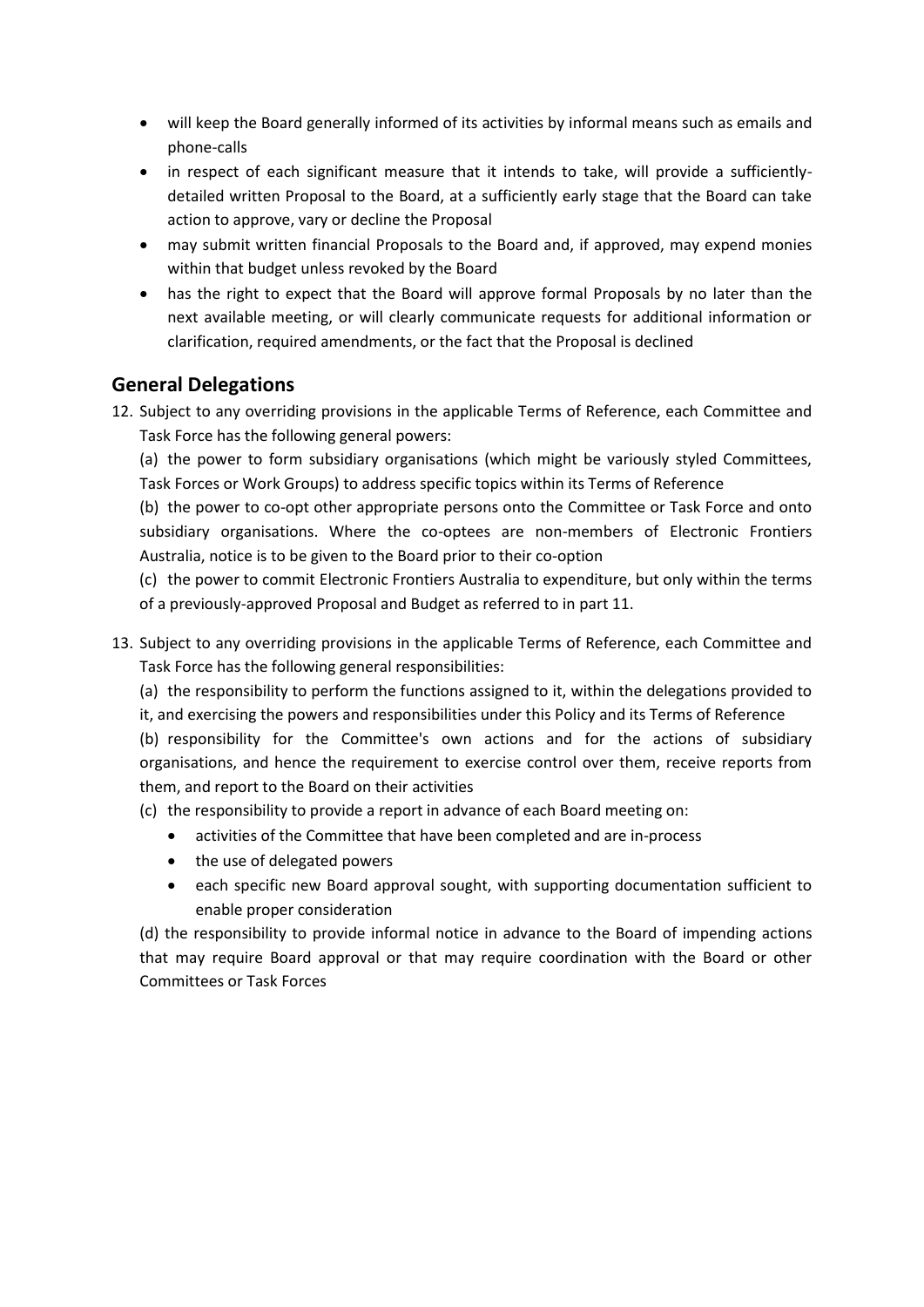- will keep the Board generally informed of its activities by informal means such as emails and phone-calls
- in respect of each significant measure that it intends to take, will provide a sufficiently-detailed written Proposal to the Board, at a sufficiently early stage that the Board can take action to approve, vary or decline the Proposal
- may submit written financial Proposals to the Board and, if approved, may expend monies within that budget unless revoked by the Board
- has the right to expect that the Board will approve formal Proposals by no later than the next available meeting, or will clearly communicate requests for additional information or clarification, required amendments, or the fact that the Proposal is declined

## General Delegations

12. Subject to any overriding provisions in the applicable Terms of Reference, each Committee and Task Force has the following general powers:

    (a) the power to form subsidiary organisations (which might be variously styled Committees, Task Forces or Work Groups) to address specific topics within its Terms of Reference

    (b) the power to co-opt other appropriate persons onto the Committee or Task Force and onto subsidiary organisations. Where the co-optees are non-members of Electronic Frontiers Australia, notice is to be given to the Board prior to their co-option

    (c) the power to commit Electronic Frontiers Australia to expenditure, but only within the terms of a previously-approved Proposal and Budget as referred to in part 11.

13. Subject to any overriding provisions in the applicable Terms of Reference, each Committee and Task Force has the following general responsibilities:

    (a) the responsibility to perform the functions assigned to it, within the delegations provided to it, and exercising the powers and responsibilities under this Policy and its Terms of Reference

    (b) responsibility for the Committee's own actions and for the actions of subsidiary organisations, and hence the requirement to exercise control over them, receive reports from them, and report to the Board on their activities

    (c) the responsibility to provide a report in advance of each Board meeting on:

    - activities of the Committee that have been completed and are in-process
    - the use of delegated powers
    - each specific new Board approval sought, with supporting documentation sufficient to enable proper consideration

    (d) the responsibility to provide informal notice in advance to the Board of impending actions that may require Board approval or that may require coordination with the Board or other Committees or Task Forces